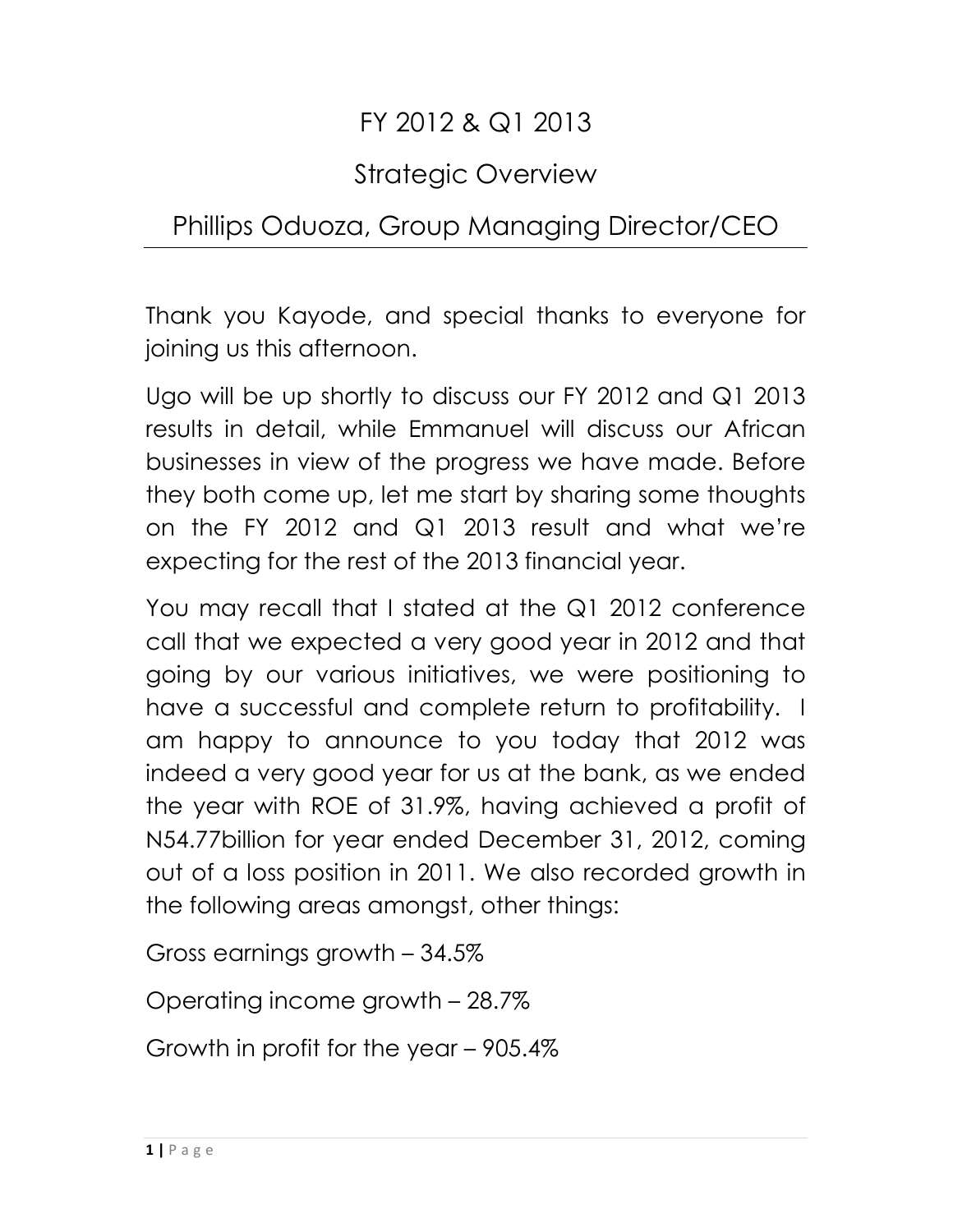# FY 2012 & Q1 2013

## Strategic Overview

## Phillips Oduoza, Group Managing Director/CEO

Thank you Kayode, and special thanks to everyone for joining us this afternoon.

Ugo will be up shortly to discuss our FY 2012 and Q1 2013 results in detail, while Emmanuel will discuss our African businesses in view of the progress we have made. Before they both come up, let me start by sharing some thoughts on the FY 2012 and Q1 2013 result and what we're expecting for the rest of the 2013 financial year.

You may recall that I stated at the Q1 2012 conference call that we expected a very good year in 2012 and that going by our various initiatives, we were positioning to have a successful and complete return to profitability. I am happy to announce to you today that 2012 was indeed a very good year for us at the bank, as we ended the year with ROE of 31.9%, having achieved a profit of N54.77billion for year ended December 31, 2012, coming out of a loss position in 2011. We also recorded growth in the following areas amongst, other things:

Gross earnings growth – 34.5%

Operating income growth – 28.7%

Growth in profit for the year – 905.4%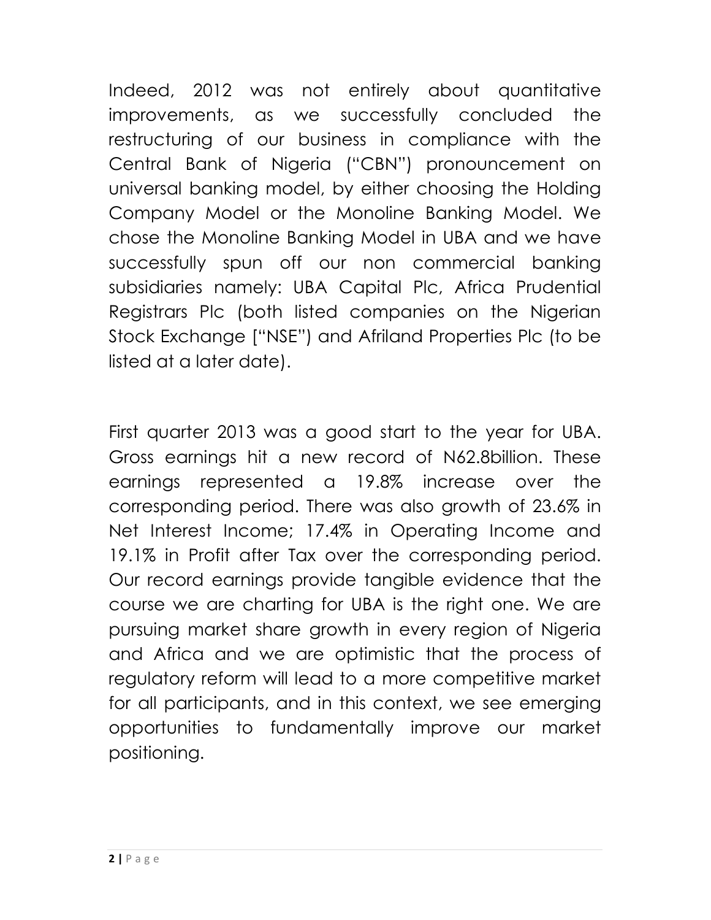Indeed, 2012 was not entirely about quantitative improvements, as we successfully concluded the restructuring of our business in compliance with the Central Bank of Nigeria ("CBN") pronouncement on universal banking model, by either choosing the Holding Company Model or the Monoline Banking Model. We chose the Monoline Banking Model in UBA and we have successfully spun off our non commercial banking subsidiaries namely: UBA Capital Plc, Africa Prudential Registrars Plc (both listed companies on the Nigerian Stock Exchange ["NSE") and Afriland Properties Plc (to be listed at a later date).

First quarter 2013 was a good start to the year for UBA. Gross earnings hit a new record of N62.8billion. These earnings represented a 19.8% increase over the corresponding period. There was also growth of 23.6% in Net Interest Income; 17.4% in Operating Income and 19.1% in Profit after Tax over the corresponding period. Our record earnings provide tangible evidence that the course we are charting for UBA is the right one. We are pursuing market share growth in every region of Nigeria and Africa and we are optimistic that the process of regulatory reform will lead to a more competitive market for all participants, and in this context, we see emerging opportunities to fundamentally improve our market positioning.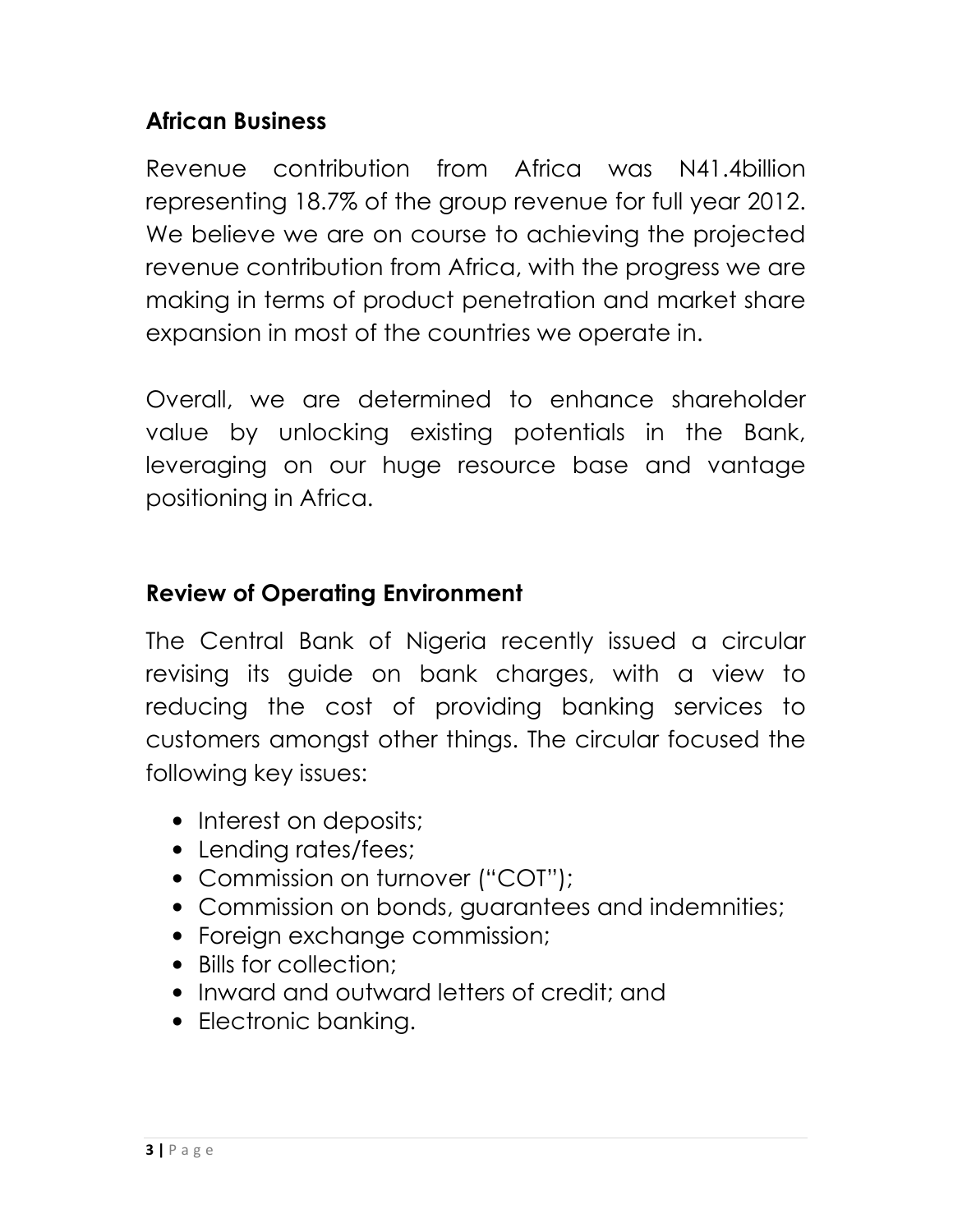## African Business

Revenue contribution from Africa was N41.4billion representing 18.7% of the group revenue for full year 2012. We believe we are on course to achieving the projected revenue contribution from Africa, with the progress we are making in terms of product penetration and market share expansion in most of the countries we operate in.

Overall, we are determined to enhance shareholder value by unlocking existing potentials in the Bank, leveraging on our huge resource base and vantage positioning in Africa.

## Review of Operating Environment

The Central Bank of Nigeria recently issued a circular revising its guide on bank charges, with a view to reducing the cost of providing banking services to customers amongst other things. The circular focused the following key issues:

- Interest on deposits;
- Lending rates/fees;
- Commission on turnover ("COT");
- Commission on bonds, guarantees and indemnities;
- Foreign exchange commission;
- Bills for collection;
- Inward and outward letters of credit; and
- Electronic banking.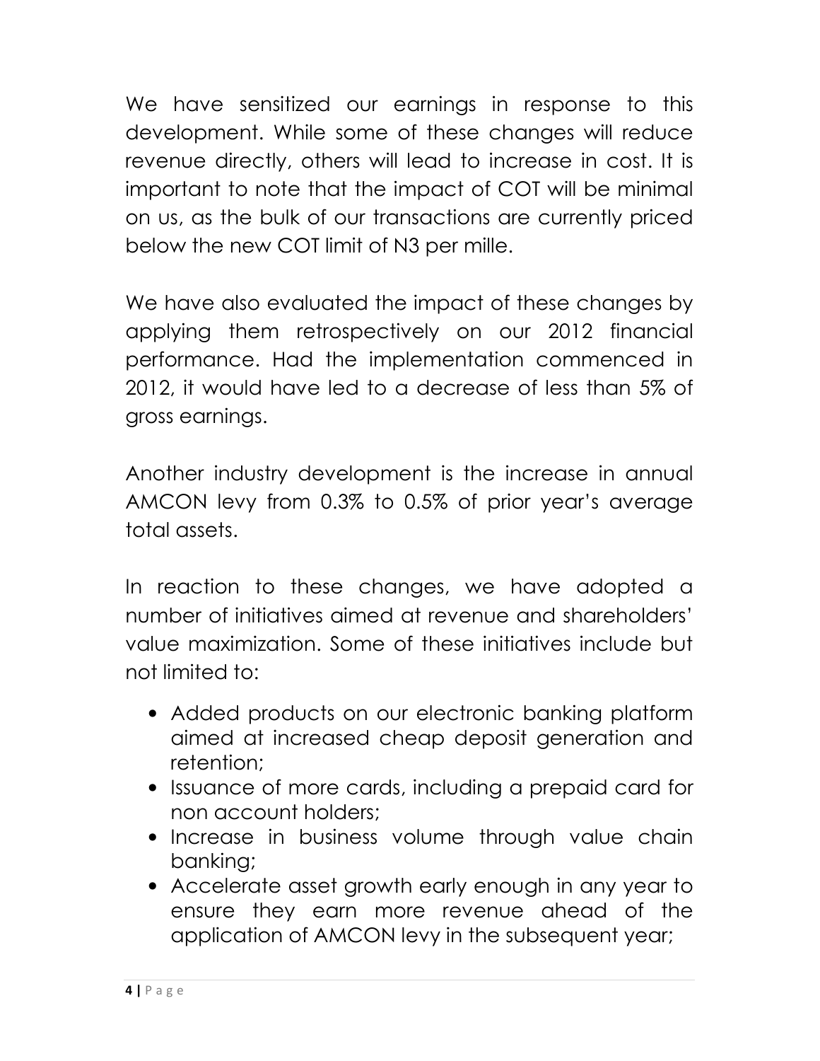We have sensitized our earnings in response to this development. While some of these changes will reduce revenue directly, others will lead to increase in cost. It is important to note that the impact of COT will be minimal on us, as the bulk of our transactions are currently priced below the new COT limit of N3 per mille.

We have also evaluated the impact of these changes by applying them retrospectively on our 2012 financial performance. Had the implementation commenced in 2012, it would have led to a decrease of less than 5% of gross earnings.

Another industry development is the increase in annual AMCON levy from 0.3% to 0.5% of prior year's average total assets.

In reaction to these changes, we have adopted a number of initiatives aimed at revenue and shareholders' value maximization. Some of these initiatives include but not limited to:

- Added products on our electronic banking platform aimed at increased cheap deposit generation and retention;
- Issuance of more cards, including a prepaid card for non account holders;
- Increase in business volume through value chain banking;
- Accelerate asset growth early enough in any year to ensure they earn more revenue ahead of the application of AMCON levy in the subsequent year;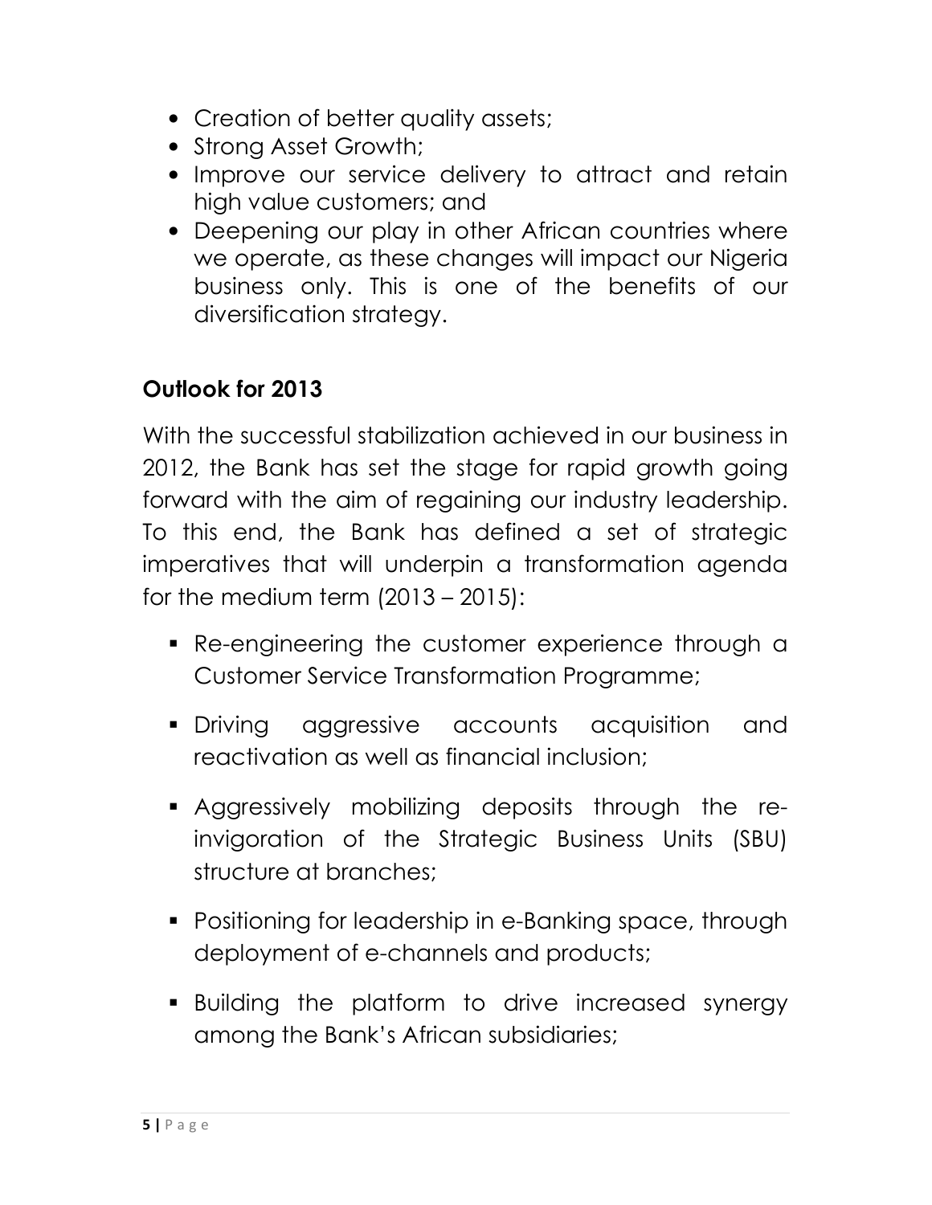- Creation of better quality assets;
- Strong Asset Growth;
- Improve our service delivery to attract and retain high value customers; and
- Deepening our play in other African countries where we operate, as these changes will impact our Nigeria business only. This is one of the benefits of our diversification strategy.

**Outlook for 2013**

With the successful stabilization achieved in our business in 2012, the Bank has set the stage for rapid growth going forward with the aim of regaining our industry leadership. To this end, the Bank has defined a set of strategic imperatives that will underpin a transformation agenda for the medium term (2013 – 2015):

- Re-engineering the customer experience through a Customer Service Transformation Programme;
- Driving aggressive accounts acquisition and reactivation as well as financial inclusion;
- Aggressively mobilizing deposits through the re-invigoration of the Strategic Business Units (SBU) structure at branches;
- Positioning for leadership in e-Banking space, through deployment of e-channels and products;
- Building the platform to drive increased synergy among the Bank's African subsidiaries;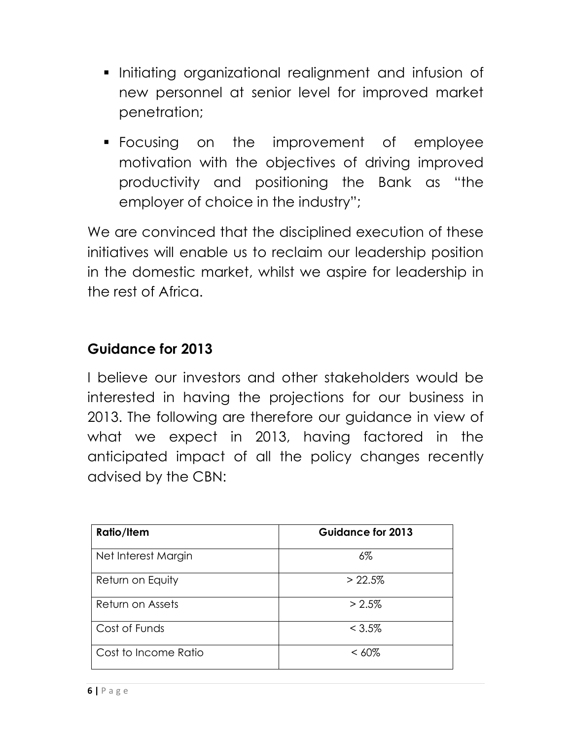- Initiating organizational realignment and infusion of new personnel at senior level for improved market penetration;
- Focusing on the improvement of employee motivation with the objectives of driving improved productivity and positioning the Bank as "the employer of choice in the industry";

We are convinced that the disciplined execution of these initiatives will enable us to reclaim our leadership position in the domestic market, whilst we aspire for leadership in the rest of Africa.

## Guidance for 2013

I believe our investors and other stakeholders would be interested in having the projections for our business in 2013. The following are therefore our guidance in view of what we expect in 2013, having factored in the anticipated impact of all the policy changes recently advised by the CBN:

| Ratio/Item | Guidance for 2013 |
|---|---|
| Net Interest Margin | 6% |
| Return on Equity | > 22.5% |
| Return on Assets | > 2.5% |
| Cost of Funds | < 3.5% |
| Cost to Income Ratio | < 60% |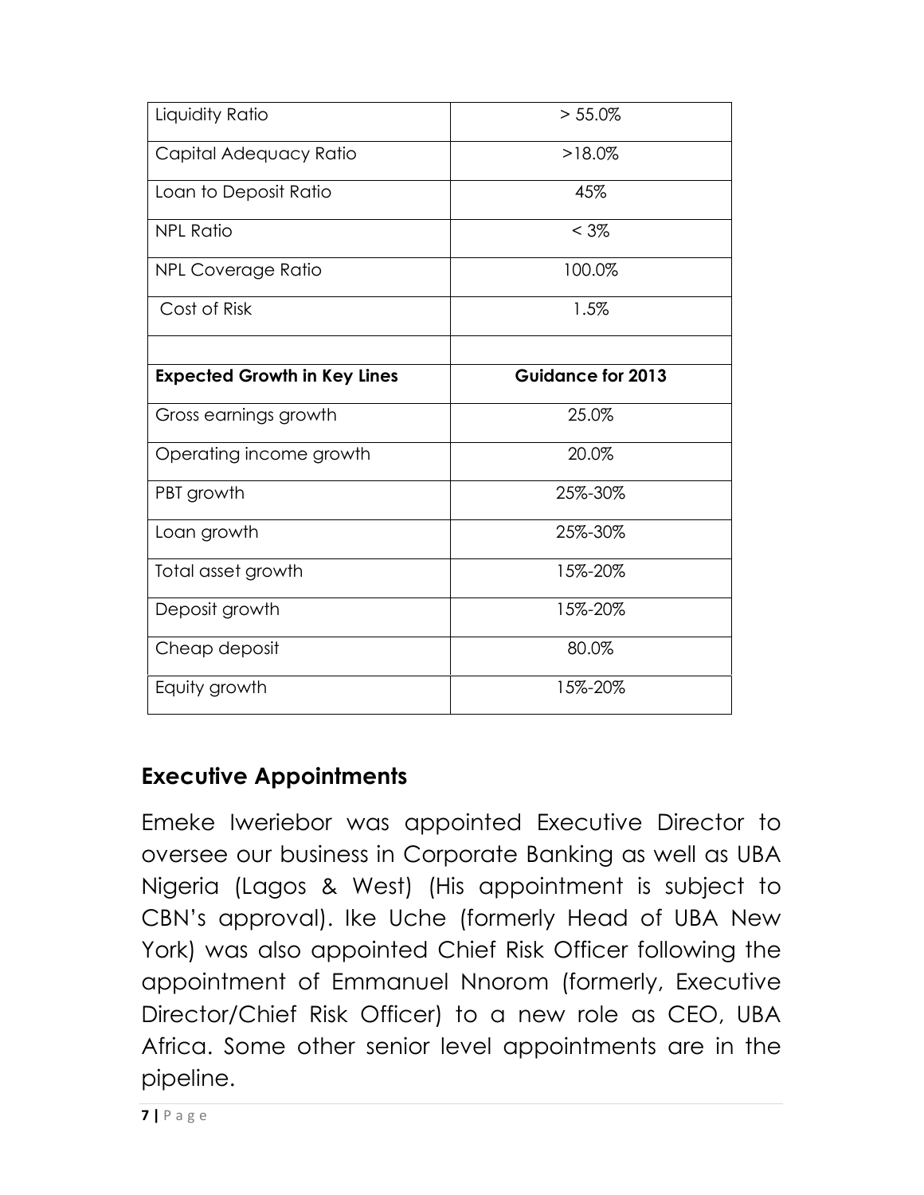| | |
|---|---|
| Liquidity Ratio | > 55.0% |
| Capital Adequacy Ratio | >18.0% |
| Loan to Deposit Ratio | 45% |
| NPL Ratio | < 3% |
| NPL Coverage Ratio | 100.0% |
| Cost of Risk | 1.5% |
| | |
| **Expected Growth in Key Lines** | **Guidance for 2013** |
| Gross earnings growth | 25.0% |
| Operating income growth | 20.0% |
| PBT growth | 25%-30% |
| Loan growth | 25%-30% |
| Total asset growth | 15%-20% |
| Deposit growth | 15%-20% |
| Cheap deposit | 80.0% |
| Equity growth | 15%-20% |

## Executive Appointments

Emeke Iweriebor was appointed Executive Director to oversee our business in Corporate Banking as well as UBA Nigeria (Lagos & West) (His appointment is subject to CBN's approval). Ike Uche (formerly Head of UBA New York) was also appointed Chief Risk Officer following the appointment of Emmanuel Nnorom (formerly, Executive Director/Chief Risk Officer) to a new role as CEO, UBA Africa. Some other senior level appointments are in the pipeline.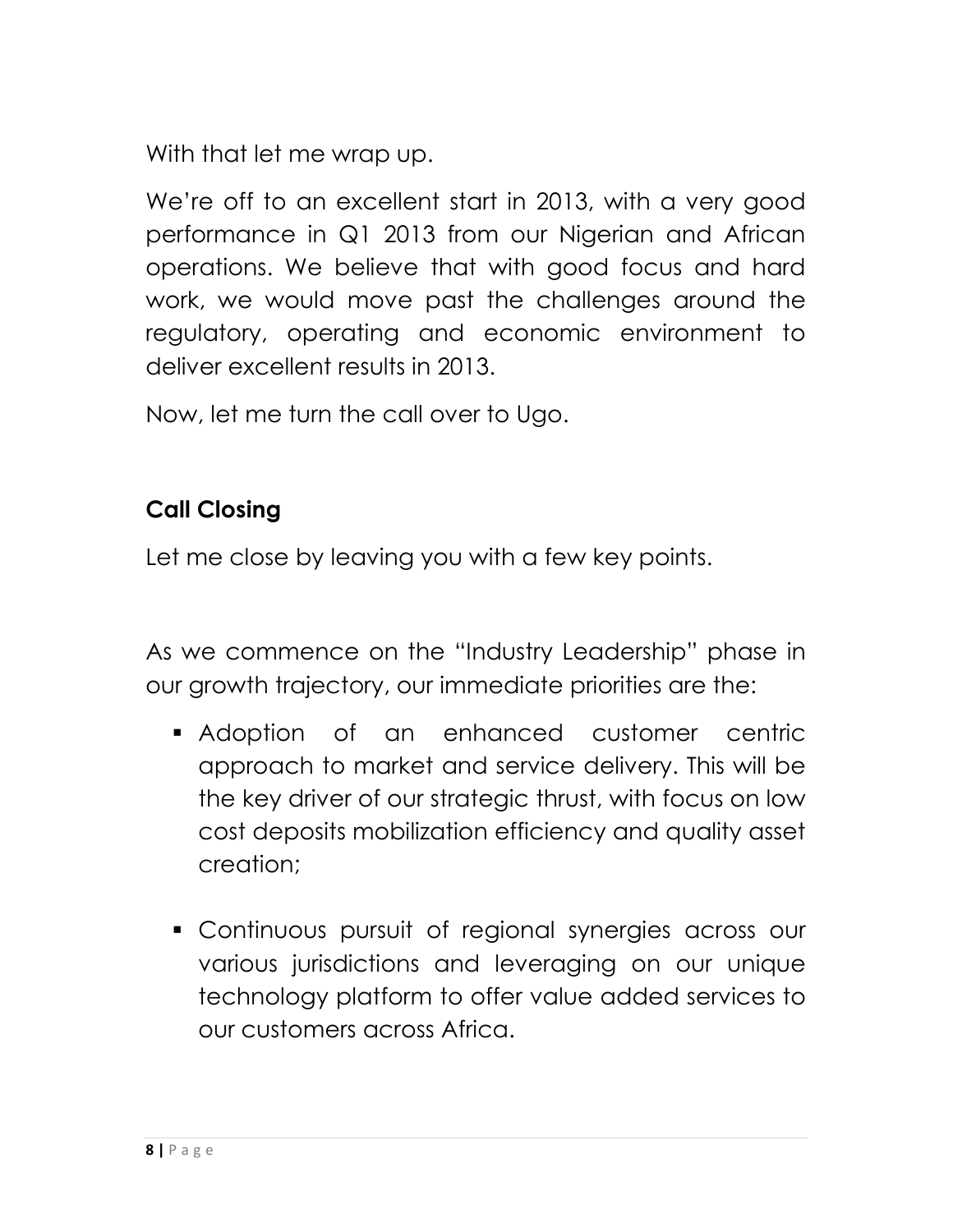With that let me wrap up.

We're off to an excellent start in 2013, with a very good performance in Q1 2013 from our Nigerian and African operations. We believe that with good focus and hard work, we would move past the challenges around the regulatory, operating and economic environment to deliver excellent results in 2013.

Now, let me turn the call over to Ugo.

**Call Closing**

Let me close by leaving you with a few key points.

As we commence on the "Industry Leadership" phase in our growth trajectory, our immediate priorities are the:

- Adoption of an enhanced customer centric approach to market and service delivery. This will be the key driver of our strategic thrust, with focus on low cost deposits mobilization efficiency and quality asset creation;

- Continuous pursuit of regional synergies across our various jurisdictions and leveraging on our unique technology platform to offer value added services to our customers across Africa.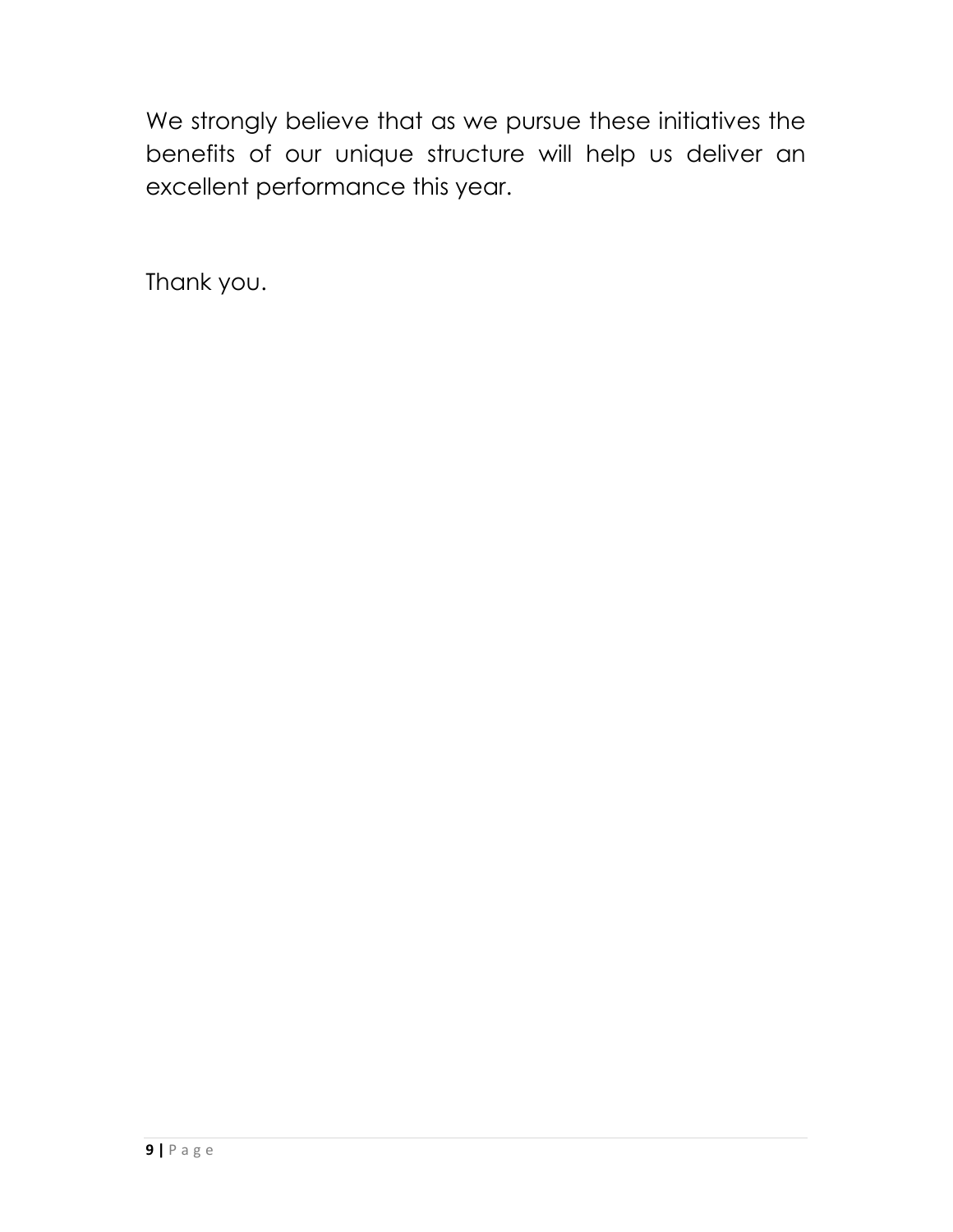We strongly believe that as we pursue these initiatives the benefits of our unique structure will help us deliver an excellent performance this year.

Thank you.